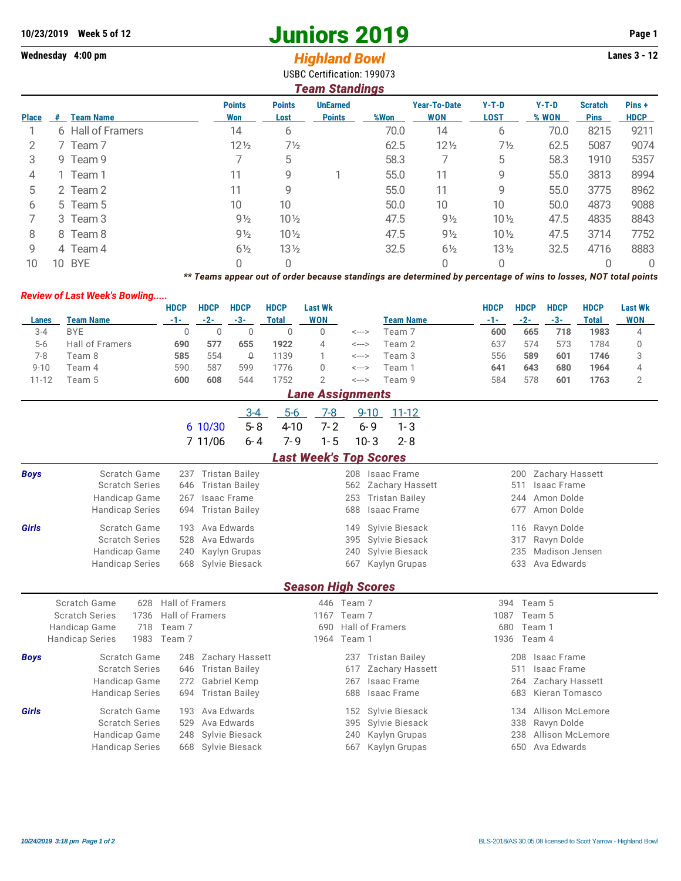10/23/2019 Week 5 of 12

# Juniors 2019

Wednesday 4:00 pm

## *Highland Bowl*

Lanes 3 - 12

USBC Certification: 199073

### *Team Standings*

| Place | # | Team Name | Points Won | Points Lost | UnEarned Points | %Won | Year-To-Date WON | Y-T-D LOST | Y-T-D % WON | Scratch Pins | Pins + HDCP |
|---|---|---|---|---|---|---|---|---|---|---|---|
| 1 | 6 | Hall of Framers | 14 | 6 | | 70.0 | 14 | 6 | 70.0 | 8215 | 9211 |
| 2 | 7 | Team 7 | 12½ | 7½ | | 62.5 | 12½ | 7½ | 62.5 | 5087 | 9074 |
| 3 | 9 | Team 9 | 7 | 5 | | 58.3 | 7 | 5 | 58.3 | 1910 | 5357 |
| 4 | 1 | Team 1 | 11 | 9 | 1 | 55.0 | 11 | 9 | 55.0 | 3813 | 8994 |
| 5 | 2 | Team 2 | 11 | 9 | | 55.0 | 11 | 9 | 55.0 | 3775 | 8962 |
| 6 | 5 | Team 5 | 10 | 10 | | 50.0 | 10 | 10 | 50.0 | 4873 | 9088 |
| 7 | 3 | Team 3 | 9½ | 10½ | | 47.5 | 9½ | 10½ | 47.5 | 4835 | 8843 |
| 8 | 8 | Team 8 | 9½ | 10½ | | 47.5 | 9½ | 10½ | 47.5 | 3714 | 7752 |
| 9 | 4 | Team 4 | 6½ | 13½ | | 32.5 | 6½ | 13½ | 32.5 | 4716 | 8883 |
| 10 | 10 | BYE | 0 | 0 | | | 0 | 0 | | 0 | 0 |

***** Teams appear out of order because standings are determined by percentage of wins to losses, NOT total points***

### *Review of Last Week's Bowling.....*

| Lanes | Team Name | HDCP -1- | HDCP -2- | HDCP -3- | HDCP Total | Last Wk WON | | Team Name | HDCP -1- | HDCP -2- | HDCP -3- | HDCP Total | Last Wk WON |
|---|---|---|---|---|---|---|---|---|---|---|---|---|---|
| 3-4 | BYE | 0 | 0 | 0 | 0 | 0 | <---> | Team 7 | **600** | **665** | **718** | **1983** | 4 |
| 5-6 | Hall of Framers | **690** | **577** | **655** | **1922** | 4 | <---> | Team 2 | 637 | 574 | 573 | 1784 | 0 |
| 7-8 | Team 8 | **585** | 554 | 0 | 1139 | 1 | <---> | Team 3 | 556 | **589** | **601** | **1746** | 3 |
| 9-10 | Team 4 | 590 | 587 | 599 | 1776 | 0 | <---> | Team 1 | **641** | **643** | **680** | **1964** | 4 |
| 11-12 | Team 5 | **600** | **608** | 544 | 1752 | 2 | <---> | Team 9 | 584 | 578 | **601** | **1763** | 2 |

### *Lane Assignments*

| | 3-4 | 5-6 | 7-8 | 9-10 | 11-12 |
|---|---|---|---|---|---|
| 6 10/30 | 5- 8 | 4-10 | 7- 2 | 6- 9 | 1- 3 |
| 7 11/06 | 6- 4 | 7- 9 | 1- 5 | 10- 3 | 2- 8 |

### *Last Week's Top Scores*

| | | | | | | | |
|---|---|---|---|---|---|---|---|
| ***Boys*** | Scratch Game | 237 | Tristan Bailey | 208 | Isaac Frame | 200 | Zachary Hassett |
| | Scratch Series | 646 | Tristan Bailey | 562 | Zachary Hassett | 511 | Isaac Frame |
| | Handicap Game | 267 | Isaac Frame | 253 | Tristan Bailey | 244 | Amon Dolde |
| | Handicap Series | 694 | Tristan Bailey | 688 | Isaac Frame | 677 | Amon Dolde |
| ***Girls*** | Scratch Game | 193 | Ava Edwards | 149 | Sylvie Biesack | 116 | Ravyn Dolde |
| | Scratch Series | 528 | Ava Edwards | 395 | Sylvie Biesack | 317 | Ravyn Dolde |
| | Handicap Game | 240 | Kaylyn Grupas | 240 | Sylvie Biesack | 235 | Madison Jensen |
| | Handicap Series | 668 | Sylvie Biesack | 667 | Kaylyn Grupas | 633 | Ava Edwards |

### *Season High Scores*

| | | | | | | |
|---|---|---|---|---|---|---|
| Scratch Game | 628 | Hall of Framers | 446 | Team 7 | 394 | Team 5 |
| Scratch Series | 1736 | Hall of Framers | 1167 | Team 7 | 1087 | Team 5 |
| Handicap Game | 718 | Team 7 | 690 | Hall of Framers | 680 | Team 1 |
| Handicap Series | 1983 | Team 7 | 1964 | Team 1 | 1936 | Team 4 |

| | | | | | | | |
|---|---|---|---|---|---|---|---|
| ***Boys*** | Scratch Game | 248 | Zachary Hassett | 237 | Tristan Bailey | 208 | Isaac Frame |
| | Scratch Series | 646 | Tristan Bailey | 617 | Zachary Hassett | 511 | Isaac Frame |
| | Handicap Game | 272 | Gabriel Kemp | 267 | Isaac Frame | 264 | Zachary Hassett |
| | Handicap Series | 694 | Tristan Bailey | 688 | Isaac Frame | 683 | Kieran Tomasco |
| ***Girls*** | Scratch Game | 193 | Ava Edwards | 152 | Sylvie Biesack | 134 | Allison McLemore |
| | Scratch Series | 529 | Ava Edwards | 395 | Sylvie Biesack | 338 | Ravyn Dolde |
| | Handicap Game | 248 | Sylvie Biesack | 240 | Kaylyn Grupas | 238 | Allison McLemore |
| | Handicap Series | 668 | Sylvie Biesack | 667 | Kaylyn Grupas | 650 | Ava Edwards |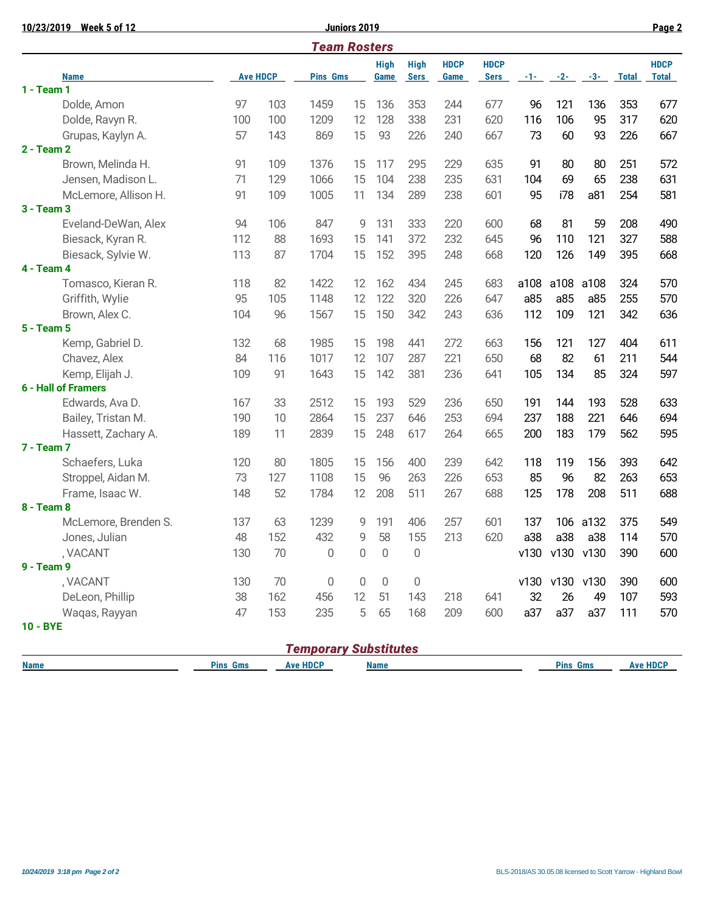10/23/2019 Week 5 of 12 — Juniors 2019

## Team Rosters

| Name | Ave | HDCP | Pins | Gms | High Game | High Sers | HDCP Game | HDCP Sers | -1- | -2- | -3- | Total | HDCP Total |
|---|---|---|---|---|---|---|---|---|---|---|---|---|---|
| **1 - Team 1** | | | | | | | | | | | | | |
| Dolde, Amon | 97 | 103 | 1459 | 15 | 136 | 353 | 244 | 677 | 96 | 121 | 136 | 353 | 677 |
| Dolde, Ravyn R. | 100 | 100 | 1209 | 12 | 128 | 338 | 231 | 620 | 116 | 106 | 95 | 317 | 620 |
| Grupas, Kaylyn A. | 57 | 143 | 869 | 15 | 93 | 226 | 240 | 667 | 73 | 60 | 93 | 226 | 667 |
| **2 - Team 2** | | | | | | | | | | | | | |
| Brown, Melinda H. | 91 | 109 | 1376 | 15 | 117 | 295 | 229 | 635 | 91 | 80 | 80 | 251 | 572 |
| Jensen, Madison L. | 71 | 129 | 1066 | 15 | 104 | 238 | 235 | 631 | 104 | 69 | 65 | 238 | 631 |
| McLemore, Allison H. | 91 | 109 | 1005 | 11 | 134 | 289 | 238 | 601 | 95 | i78 | a81 | 254 | 581 |
| **3 - Team 3** | | | | | | | | | | | | | |
| Eveland-DeWan, Alex | 94 | 106 | 847 | 9 | 131 | 333 | 220 | 600 | 68 | 81 | 59 | 208 | 490 |
| Biesack, Kyran R. | 112 | 88 | 1693 | 15 | 141 | 372 | 232 | 645 | 96 | 110 | 121 | 327 | 588 |
| Biesack, Sylvie W. | 113 | 87 | 1704 | 15 | 152 | 395 | 248 | 668 | 120 | 126 | 149 | 395 | 668 |
| **4 - Team 4** | | | | | | | | | | | | | |
| Tomasco, Kieran R. | 118 | 82 | 1422 | 12 | 162 | 434 | 245 | 683 | a108 | a108 | a108 | 324 | 570 |
| Griffith, Wylie | 95 | 105 | 1148 | 12 | 122 | 320 | 226 | 647 | a85 | a85 | a85 | 255 | 570 |
| Brown, Alex C. | 104 | 96 | 1567 | 15 | 150 | 342 | 243 | 636 | 112 | 109 | 121 | 342 | 636 |
| **5 - Team 5** | | | | | | | | | | | | | |
| Kemp, Gabriel D. | 132 | 68 | 1985 | 15 | 198 | 441 | 272 | 663 | 156 | 121 | 127 | 404 | 611 |
| Chavez, Alex | 84 | 116 | 1017 | 12 | 107 | 287 | 221 | 650 | 68 | 82 | 61 | 211 | 544 |
| Kemp, Elijah J. | 109 | 91 | 1643 | 15 | 142 | 381 | 236 | 641 | 105 | 134 | 85 | 324 | 597 |
| **6 - Hall of Framers** | | | | | | | | | | | | | |
| Edwards, Ava D. | 167 | 33 | 2512 | 15 | 193 | 529 | 236 | 650 | 191 | 144 | 193 | 528 | 633 |
| Bailey, Tristan M. | 190 | 10 | 2864 | 15 | 237 | 646 | 253 | 694 | 237 | 188 | 221 | 646 | 694 |
| Hassett, Zachary A. | 189 | 11 | 2839 | 15 | 248 | 617 | 264 | 665 | 200 | 183 | 179 | 562 | 595 |
| **7 - Team 7** | | | | | | | | | | | | | |
| Schaefers, Luka | 120 | 80 | 1805 | 15 | 156 | 400 | 239 | 642 | 118 | 119 | 156 | 393 | 642 |
| Stroppel, Aidan M. | 73 | 127 | 1108 | 15 | 96 | 263 | 226 | 653 | 85 | 96 | 82 | 263 | 653 |
| Frame, Isaac W. | 148 | 52 | 1784 | 12 | 208 | 511 | 267 | 688 | 125 | 178 | 208 | 511 | 688 |
| **8 - Team 8** | | | | | | | | | | | | | |
| McLemore, Brenden S. | 137 | 63 | 1239 | 9 | 191 | 406 | 257 | 601 | 137 | 106 | a132 | 375 | 549 |
| Jones, Julian | 48 | 152 | 432 | 9 | 58 | 155 | 213 | 620 | a38 | a38 | a38 | 114 | 570 |
| , VACANT | 130 | 70 | 0 | 0 | 0 | 0 | | | v130 | v130 | v130 | 390 | 600 |
| **9 - Team 9** | | | | | | | | | | | | | |
| , VACANT | 130 | 70 | 0 | 0 | 0 | 0 | | | v130 | v130 | v130 | 390 | 600 |
| DeLeon, Phillip | 38 | 162 | 456 | 12 | 51 | 143 | 218 | 641 | 32 | 26 | 49 | 107 | 593 |
| Waqas, Rayyan | 47 | 153 | 235 | 5 | 65 | 168 | 209 | 600 | a37 | a37 | a37 | 111 | 570 |
| **10 - BYE** | | | | | | | | | | | | | |

## Temporary Substitutes

| Name | Pins | Gms | Ave | HDCP | Name | Pins | Gms | Ave | HDCP |
|---|---|---|---|---|---|---|---|---|---|

10/24/2019 3:18 pm

BLS-2018/AS 30.05.08 licensed to Scott Yarrow - Highland Bowl